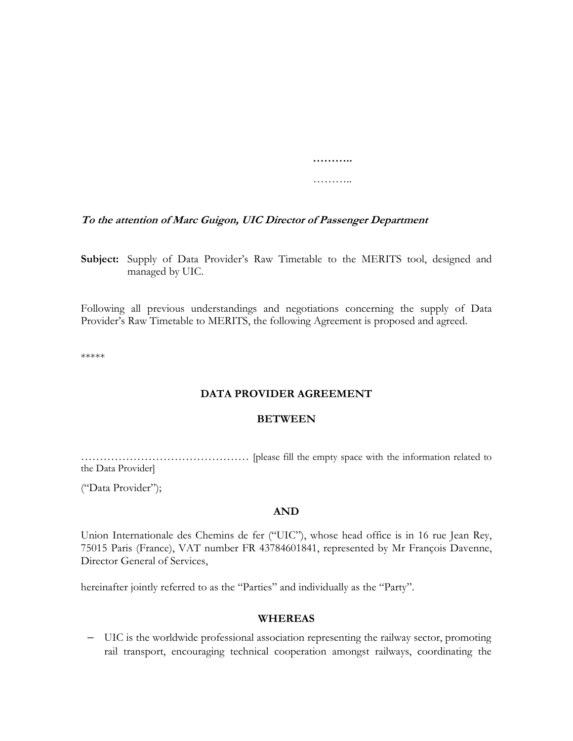**………..**

………..

***To the attention of Marc Guigon, UIC Director of Passenger Department***

**Subject:** Supply of Data Provider's Raw Timetable to the MERITS tool, designed and managed by UIC.

Following all previous understandings and negotiations concerning the supply of Data Provider's Raw Timetable to MERITS, the following Agreement is proposed and agreed.

*****

## DATA PROVIDER AGREEMENT

## BETWEEN

……………………………………… [please fill the empty space with the information related to the Data Provider]

("Data Provider");

## AND

Union Internationale des Chemins de fer ("UIC"), whose head office is in 16 rue Jean Rey, 75015 Paris (France), VAT number FR 43784601841, represented by Mr François Davenne, Director General of Services,

hereinafter jointly referred to as the "Parties" and individually as the "Party".

## WHEREAS

- UIC is the worldwide professional association representing the railway sector, promoting rail transport, encouraging technical cooperation amongst railways, coordinating the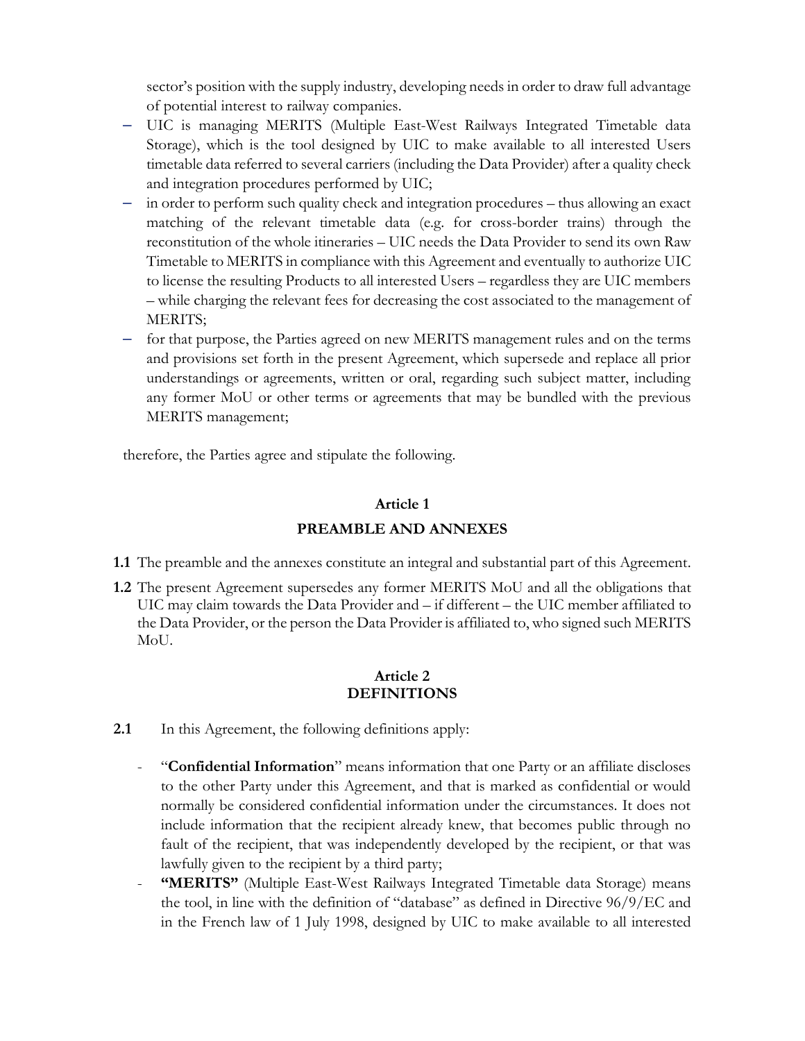sector's position with the supply industry, developing needs in order to draw full advantage of potential interest to railway companies.

- UIC is managing MERITS (Multiple East-West Railways Integrated Timetable data Storage), which is the tool designed by UIC to make available to all interested Users timetable data referred to several carriers (including the Data Provider) after a quality check and integration procedures performed by UIC;
- in order to perform such quality check and integration procedures – thus allowing an exact matching of the relevant timetable data (e.g. for cross-border trains) through the reconstitution of the whole itineraries – UIC needs the Data Provider to send its own Raw Timetable to MERITS in compliance with this Agreement and eventually to authorize UIC to license the resulting Products to all interested Users – regardless they are UIC members – while charging the relevant fees for decreasing the cost associated to the management of MERITS;
- for that purpose, the Parties agreed on new MERITS management rules and on the terms and provisions set forth in the present Agreement, which supersede and replace all prior understandings or agreements, written or oral, regarding such subject matter, including any former MoU or other terms or agreements that may be bundled with the previous MERITS management;

therefore, the Parties agree and stipulate the following.

## Article 1
## PREAMBLE AND ANNEXES

**1.1** The preamble and the annexes constitute an integral and substantial part of this Agreement.

**1.2** The present Agreement supersedes any former MERITS MoU and all the obligations that UIC may claim towards the Data Provider and – if different – the UIC member affiliated to the Data Provider, or the person the Data Provider is affiliated to, who signed such MERITS MoU.

## Article 2
## DEFINITIONS

**2.1** In this Agreement, the following definitions apply:

- "**Confidential Information**" means information that one Party or an affiliate discloses to the other Party under this Agreement, and that is marked as confidential or would normally be considered confidential information under the circumstances. It does not include information that the recipient already knew, that becomes public through no fault of the recipient, that was independently developed by the recipient, or that was lawfully given to the recipient by a third party;
- **"MERITS"** (Multiple East-West Railways Integrated Timetable data Storage) means the tool, in line with the definition of "database" as defined in Directive 96/9/EC and in the French law of 1 July 1998, designed by UIC to make available to all interested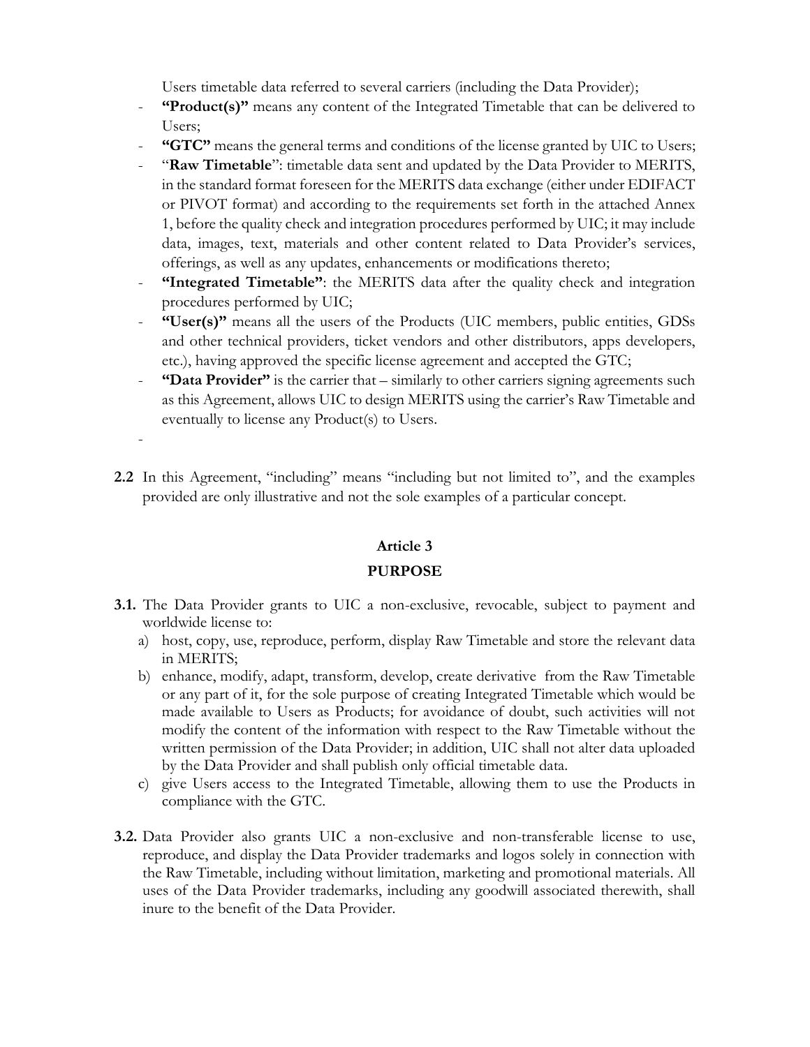Users timetable data referred to several carriers (including the Data Provider);

- **"Product(s)"** means any content of the Integrated Timetable that can be delivered to Users;
- **"GTC"** means the general terms and conditions of the license granted by UIC to Users;
- "**Raw Timetable**": timetable data sent and updated by the Data Provider to MERITS, in the standard format foreseen for the MERITS data exchange (either under EDIFACT or PIVOT format) and according to the requirements set forth in the attached Annex 1, before the quality check and integration procedures performed by UIC; it may include data, images, text, materials and other content related to Data Provider's services, offerings, as well as any updates, enhancements or modifications thereto;
- **"Integrated Timetable"**: the MERITS data after the quality check and integration procedures performed by UIC;
- **"User(s)"** means all the users of the Products (UIC members, public entities, GDSs and other technical providers, ticket vendors and other distributors, apps developers, etc.), having approved the specific license agreement and accepted the GTC;
- **"Data Provider"** is the carrier that – similarly to other carriers signing agreements such as this Agreement, allows UIC to design MERITS using the carrier's Raw Timetable and eventually to license any Product(s) to Users.
- 

**2.2** In this Agreement, "including" means "including but not limited to", and the examples provided are only illustrative and not the sole examples of a particular concept.

## Article 3

## PURPOSE

**3.1.** The Data Provider grants to UIC a non-exclusive, revocable, subject to payment and worldwide license to:

a) host, copy, use, reproduce, perform, display Raw Timetable and store the relevant data in MERITS;

b) enhance, modify, adapt, transform, develop, create derivative from the Raw Timetable or any part of it, for the sole purpose of creating Integrated Timetable which would be made available to Users as Products; for avoidance of doubt, such activities will not modify the content of the information with respect to the Raw Timetable without the written permission of the Data Provider; in addition, UIC shall not alter data uploaded by the Data Provider and shall publish only official timetable data.

c) give Users access to the Integrated Timetable, allowing them to use the Products in compliance with the GTC.

**3.2.** Data Provider also grants UIC a non-exclusive and non-transferable license to use, reproduce, and display the Data Provider trademarks and logos solely in connection with the Raw Timetable, including without limitation, marketing and promotional materials. All uses of the Data Provider trademarks, including any goodwill associated therewith, shall inure to the benefit of the Data Provider.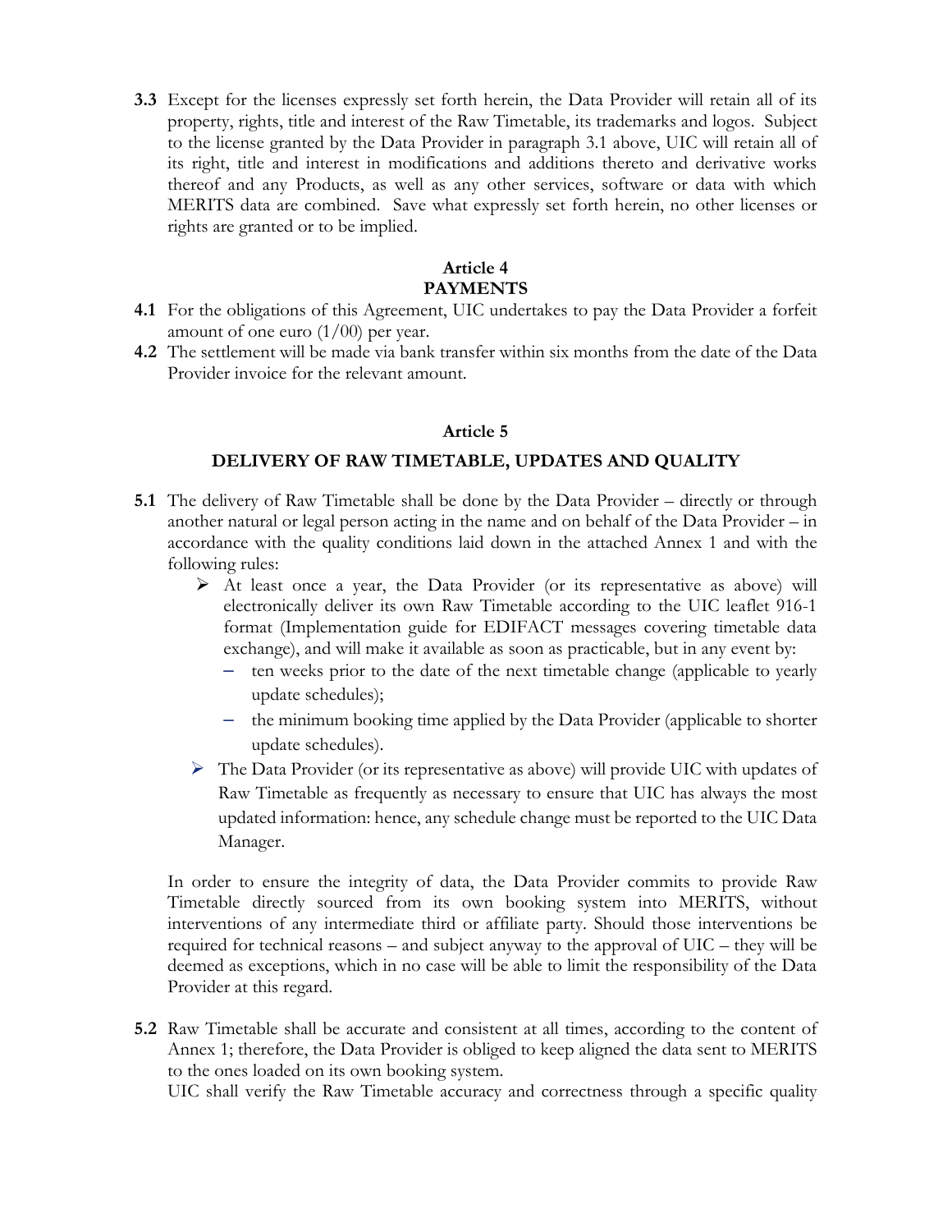**3.3** Except for the licenses expressly set forth herein, the Data Provider will retain all of its property, rights, title and interest of the Raw Timetable, its trademarks and logos. Subject to the license granted by the Data Provider in paragraph 3.1 above, UIC will retain all of its right, title and interest in modifications and additions thereto and derivative works thereof and any Products, as well as any other services, software or data with which MERITS data are combined. Save what expressly set forth herein, no other licenses or rights are granted or to be implied.

## Article 4
## PAYMENTS

**4.1** For the obligations of this Agreement, UIC undertakes to pay the Data Provider a forfeit amount of one euro (1/00) per year.

**4.2** The settlement will be made via bank transfer within six months from the date of the Data Provider invoice for the relevant amount.

## Article 5

## DELIVERY OF RAW TIMETABLE, UPDATES AND QUALITY

**5.1** The delivery of Raw Timetable shall be done by the Data Provider – directly or through another natural or legal person acting in the name and on behalf of the Data Provider – in accordance with the quality conditions laid down in the attached Annex 1 and with the following rules:

- At least once a year, the Data Provider (or its representative as above) will electronically deliver its own Raw Timetable according to the UIC leaflet 916-1 format (Implementation guide for EDIFACT messages covering timetable data exchange), and will make it available as soon as practicable, but in any event by:
  - ten weeks prior to the date of the next timetable change (applicable to yearly update schedules);
  - the minimum booking time applied by the Data Provider (applicable to shorter update schedules).
- The Data Provider (or its representative as above) will provide UIC with updates of Raw Timetable as frequently as necessary to ensure that UIC has always the most updated information: hence, any schedule change must be reported to the UIC Data Manager.

In order to ensure the integrity of data, the Data Provider commits to provide Raw Timetable directly sourced from its own booking system into MERITS, without interventions of any intermediate third or affiliate party. Should those interventions be required for technical reasons – and subject anyway to the approval of UIC – they will be deemed as exceptions, which in no case will be able to limit the responsibility of the Data Provider at this regard.

**5.2** Raw Timetable shall be accurate and consistent at all times, according to the content of Annex 1; therefore, the Data Provider is obliged to keep aligned the data sent to MERITS to the ones loaded on its own booking system.
UIC shall verify the Raw Timetable accuracy and correctness through a specific quality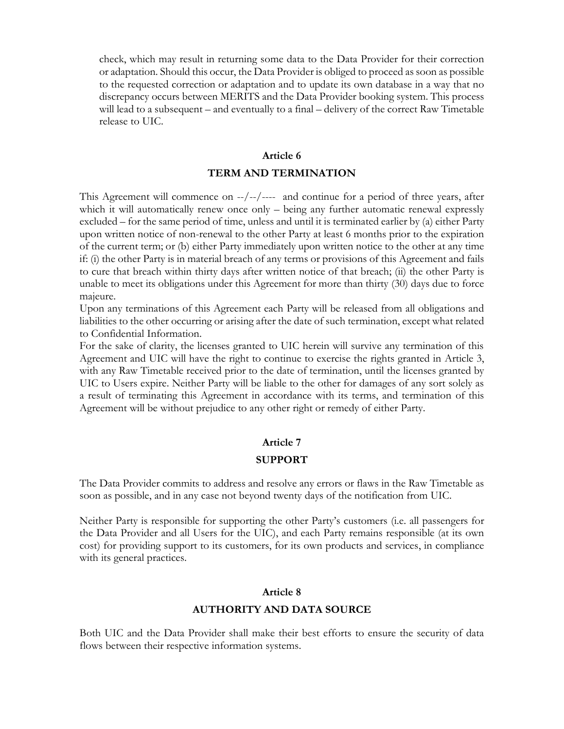check, which may result in returning some data to the Data Provider for their correction or adaptation. Should this occur, the Data Provider is obliged to proceed as soon as possible to the requested correction or adaptation and to update its own database in a way that no discrepancy occurs between MERITS and the Data Provider booking system. This process will lead to a subsequent – and eventually to a final – delivery of the correct Raw Timetable release to UIC.

## Article 6

## TERM AND TERMINATION

This Agreement will commence on --/--/---- and continue for a period of three years, after which it will automatically renew once only – being any further automatic renewal expressly excluded – for the same period of time, unless and until it is terminated earlier by (a) either Party upon written notice of non-renewal to the other Party at least 6 months prior to the expiration of the current term; or (b) either Party immediately upon written notice to the other at any time if: (i) the other Party is in material breach of any terms or provisions of this Agreement and fails to cure that breach within thirty days after written notice of that breach; (ii) the other Party is unable to meet its obligations under this Agreement for more than thirty (30) days due to force majeure.

Upon any terminations of this Agreement each Party will be released from all obligations and liabilities to the other occurring or arising after the date of such termination, except what related to Confidential Information.

For the sake of clarity, the licenses granted to UIC herein will survive any termination of this Agreement and UIC will have the right to continue to exercise the rights granted in Article 3, with any Raw Timetable received prior to the date of termination, until the licenses granted by UIC to Users expire. Neither Party will be liable to the other for damages of any sort solely as a result of terminating this Agreement in accordance with its terms, and termination of this Agreement will be without prejudice to any other right or remedy of either Party.

## Article 7

## SUPPORT

The Data Provider commits to address and resolve any errors or flaws in the Raw Timetable as soon as possible, and in any case not beyond twenty days of the notification from UIC.

Neither Party is responsible for supporting the other Party's customers (i.e. all passengers for the Data Provider and all Users for the UIC), and each Party remains responsible (at its own cost) for providing support to its customers, for its own products and services, in compliance with its general practices.

## Article 8

## AUTHORITY AND DATA SOURCE

Both UIC and the Data Provider shall make their best efforts to ensure the security of data flows between their respective information systems.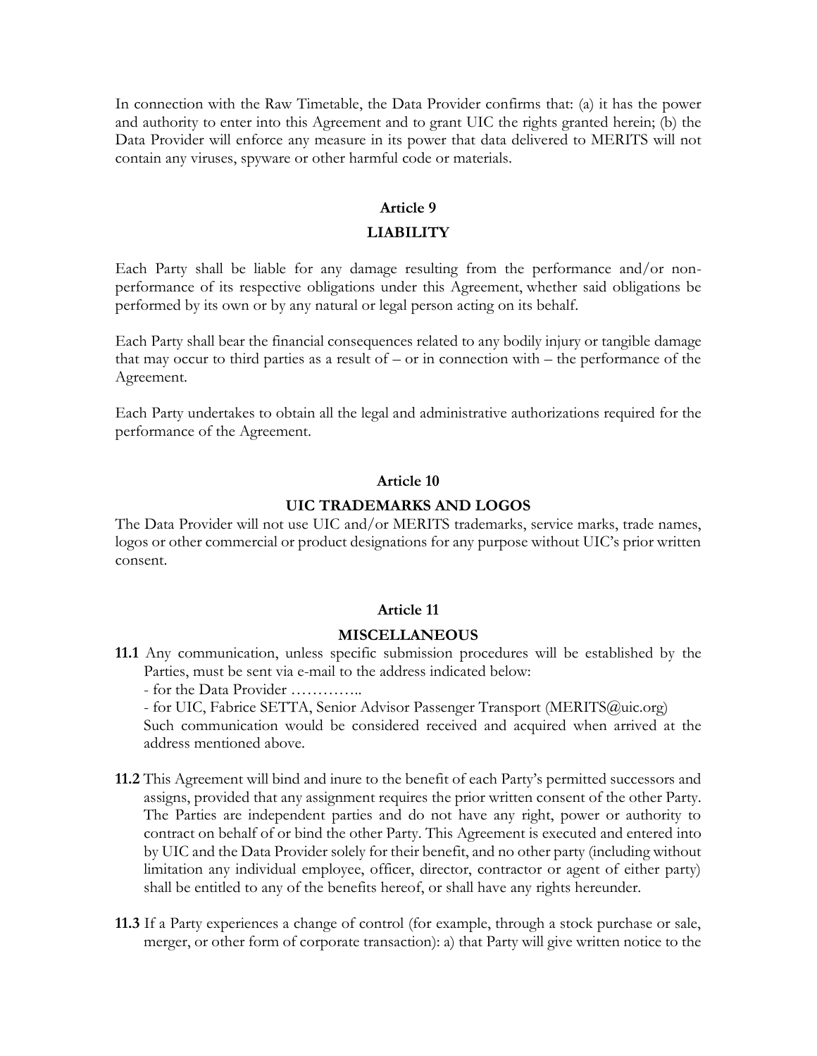In connection with the Raw Timetable, the Data Provider confirms that: (a) it has the power and authority to enter into this Agreement and to grant UIC the rights granted herein; (b) the Data Provider will enforce any measure in its power that data delivered to MERITS will not contain any viruses, spyware or other harmful code or materials.

## Article 9

## LIABILITY

Each Party shall be liable for any damage resulting from the performance and/or non-performance of its respective obligations under this Agreement, whether said obligations be performed by its own or by any natural or legal person acting on its behalf.

Each Party shall bear the financial consequences related to any bodily injury or tangible damage that may occur to third parties as a result of – or in connection with – the performance of the Agreement.

Each Party undertakes to obtain all the legal and administrative authorizations required for the performance of the Agreement.

## Article 10

## UIC TRADEMARKS AND LOGOS

The Data Provider will not use UIC and/or MERITS trademarks, service marks, trade names, logos or other commercial or product designations for any purpose without UIC's prior written consent.

## Article 11

## MISCELLANEOUS

**11.1** Any communication, unless specific submission procedures will be established by the Parties, must be sent via e-mail to the address indicated below:

- for the Data Provider …………..
- for UIC, Fabrice SETTA, Senior Advisor Passenger Transport (MERITS@uic.org)

Such communication would be considered received and acquired when arrived at the address mentioned above.

**11.2** This Agreement will bind and inure to the benefit of each Party's permitted successors and assigns, provided that any assignment requires the prior written consent of the other Party. The Parties are independent parties and do not have any right, power or authority to contract on behalf of or bind the other Party. This Agreement is executed and entered into by UIC and the Data Provider solely for their benefit, and no other party (including without limitation any individual employee, officer, director, contractor or agent of either party) shall be entitled to any of the benefits hereof, or shall have any rights hereunder.

**11.3** If a Party experiences a change of control (for example, through a stock purchase or sale, merger, or other form of corporate transaction): a) that Party will give written notice to the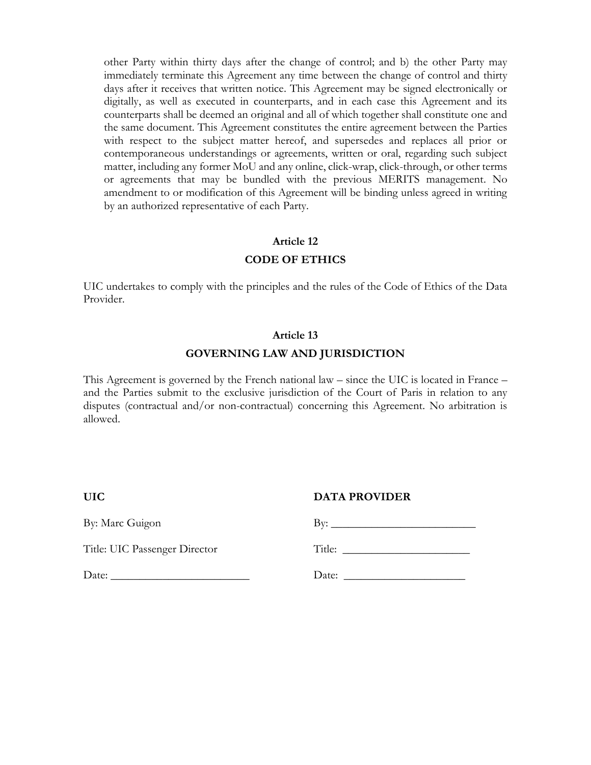other Party within thirty days after the change of control; and b) the other Party may immediately terminate this Agreement any time between the change of control and thirty days after it receives that written notice. This Agreement may be signed electronically or digitally, as well as executed in counterparts, and in each case this Agreement and its counterparts shall be deemed an original and all of which together shall constitute one and the same document. This Agreement constitutes the entire agreement between the Parties with respect to the subject matter hereof, and supersedes and replaces all prior or contemporaneous understandings or agreements, written or oral, regarding such subject matter, including any former MoU and any online, click-wrap, click-through, or other terms or agreements that may be bundled with the previous MERITS management. No amendment to or modification of this Agreement will be binding unless agreed in writing by an authorized representative of each Party.

## Article 12

## CODE OF ETHICS

UIC undertakes to comply with the principles and the rules of the Code of Ethics of the Data Provider.

## Article 13

## GOVERNING LAW AND JURISDICTION

This Agreement is governed by the French national law – since the UIC is located in France – and the Parties submit to the exclusive jurisdiction of the Court of Paris in relation to any disputes (contractual and/or non-contractual) concerning this Agreement. No arbitration is allowed.

| **UIC** | **DATA PROVIDER** |
|---|---|
| By: Marc Guigon | By: ___________________________ |
| Title: UIC Passenger Director | Title: ________________________ |
| Date: __________________________ | Date: _______________________ |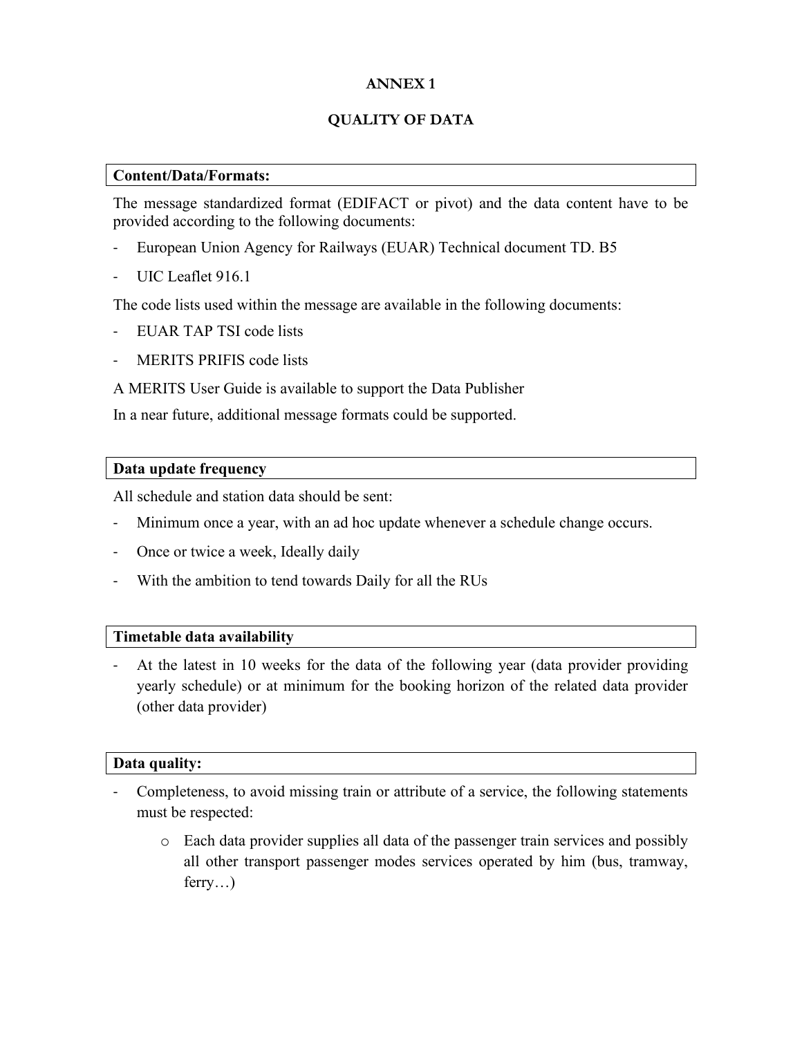# ANNEX 1

## QUALITY OF DATA

**Content/Data/Formats:**

The message standardized format (EDIFACT or pivot) and the data content have to be provided according to the following documents:

- European Union Agency for Railways (EUAR) Technical document TD. B5
- UIC Leaflet 916.1

The code lists used within the message are available in the following documents:

- EUAR TAP TSI code lists
- MERITS PRIFIS code lists

A MERITS User Guide is available to support the Data Publisher

In a near future, additional message formats could be supported.

**Data update frequency**

All schedule and station data should be sent:

- Minimum once a year, with an ad hoc update whenever a schedule change occurs.
- Once or twice a week, Ideally daily
- With the ambition to tend towards Daily for all the RUs

**Timetable data availability**

- At the latest in 10 weeks for the data of the following year (data provider providing yearly schedule) or at minimum for the booking horizon of the related data provider (other data provider)

**Data quality:**

- Completeness, to avoid missing train or attribute of a service, the following statements must be respected:
  - Each data provider supplies all data of the passenger train services and possibly all other transport passenger modes services operated by him (bus, tramway, ferry…)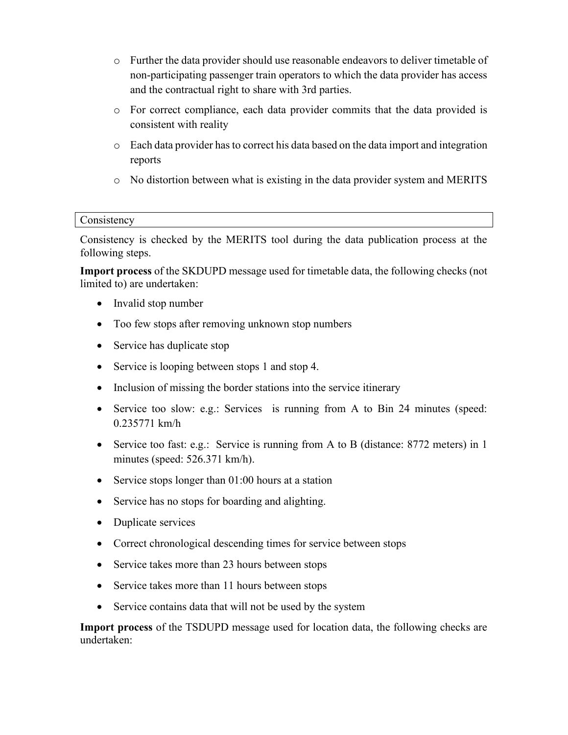- Further the data provider should use reasonable endeavors to deliver timetable of non-participating passenger train operators to which the data provider has access and the contractual right to share with 3rd parties.
- For correct compliance, each data provider commits that the data provided is consistent with reality
- Each data provider has to correct his data based on the data import and integration reports
- No distortion between what is existing in the data provider system and MERITS

| Consistency |
|---|

Consistency is checked by the MERITS tool during the data publication process at the following steps.

**Import process** of the SKDUPD message used for timetable data, the following checks (not limited to) are undertaken:

- Invalid stop number
- Too few stops after removing unknown stop numbers
- Service has duplicate stop
- Service is looping between stops 1 and stop 4.
- Inclusion of missing the border stations into the service itinerary
- Service too slow: e.g.: Services is running from A to Bin 24 minutes (speed: 0.235771 km/h
- Service too fast: e.g.: Service is running from A to B (distance: 8772 meters) in 1 minutes (speed: 526.371 km/h).
- Service stops longer than 01:00 hours at a station
- Service has no stops for boarding and alighting.
- Duplicate services
- Correct chronological descending times for service between stops
- Service takes more than 23 hours between stops
- Service takes more than 11 hours between stops
- Service contains data that will not be used by the system

**Import process** of the TSDUPD message used for location data, the following checks are undertaken: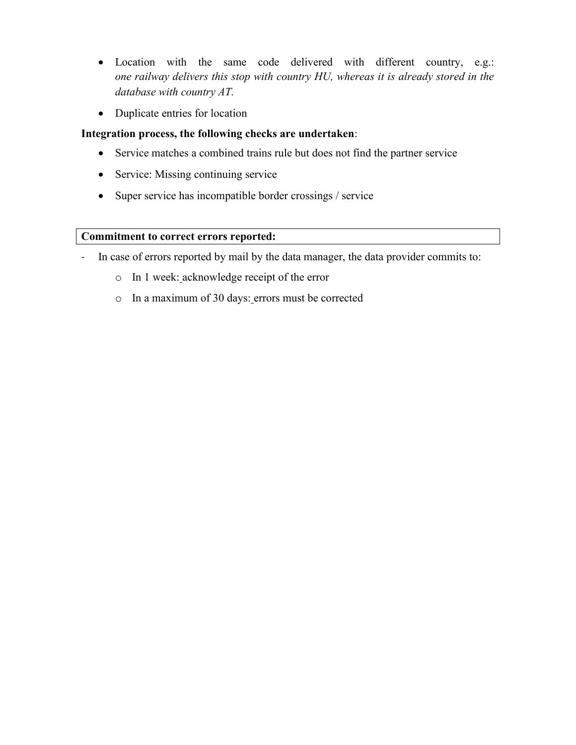- Location with the same code delivered with different country, e.g.: *one railway delivers this stop with country HU, whereas it is already stored in the database with country AT.*
- Duplicate entries for location

**Integration process, the following checks are undertaken**:

- Service matches a combined trains rule but does not find the partner service
- Service: Missing continuing service
- Super service has incompatible border crossings / service

**Commitment to correct errors reported:**

- In case of errors reported by mail by the data manager, the data provider commits to:
    - In 1 week: acknowledge receipt of the error
    - In a maximum of 30 days: errors must be corrected